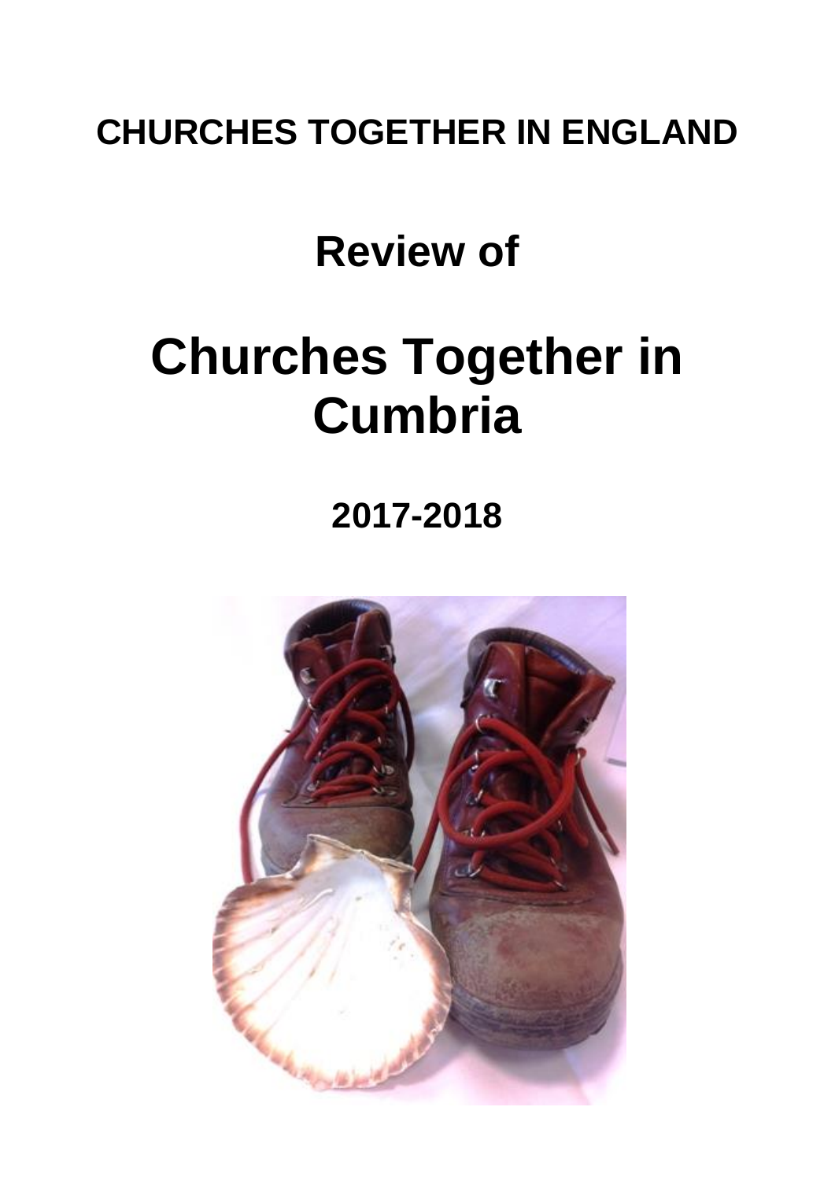**CHURCHES TOGETHER IN ENGLAND**

# Review of

# Churches Together in Cumbria

## 2017-2018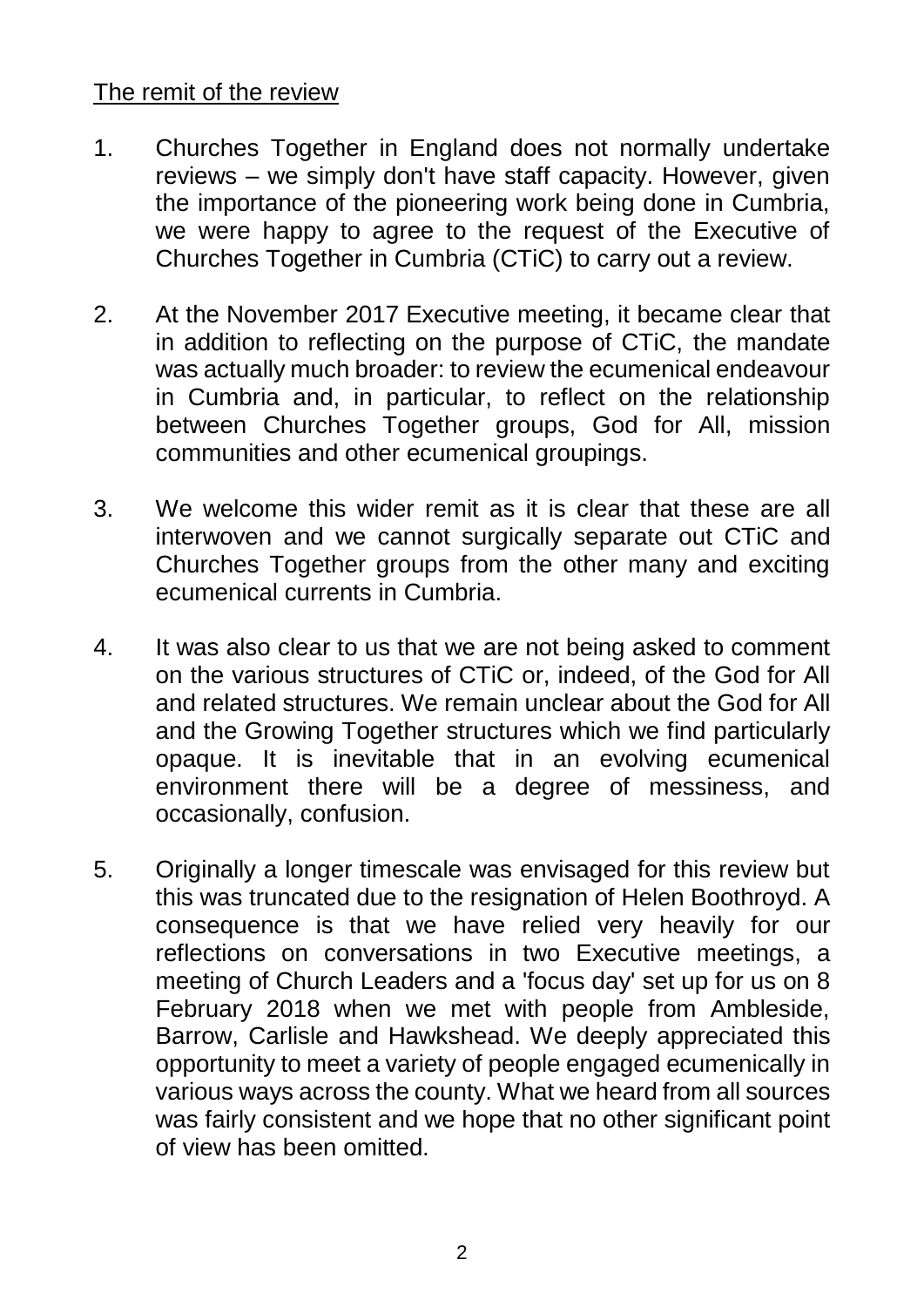## The remit of the review

1. Churches Together in England does not normally undertake reviews – we simply don't have staff capacity. However, given the importance of the pioneering work being done in Cumbria, we were happy to agree to the request of the Executive of Churches Together in Cumbria (CTiC) to carry out a review.

2. At the November 2017 Executive meeting, it became clear that in addition to reflecting on the purpose of CTiC, the mandate was actually much broader: to review the ecumenical endeavour in Cumbria and, in particular, to reflect on the relationship between Churches Together groups, God for All, mission communities and other ecumenical groupings.

3. We welcome this wider remit as it is clear that these are all interwoven and we cannot surgically separate out CTiC and Churches Together groups from the other many and exciting ecumenical currents in Cumbria.

4. It was also clear to us that we are not being asked to comment on the various structures of CTiC or, indeed, of the God for All and related structures. We remain unclear about the God for All and the Growing Together structures which we find particularly opaque. It is inevitable that in an evolving ecumenical environment there will be a degree of messiness, and occasionally, confusion.

5. Originally a longer timescale was envisaged for this review but this was truncated due to the resignation of Helen Boothroyd. A consequence is that we have relied very heavily for our reflections on conversations in two Executive meetings, a meeting of Church Leaders and a 'focus day' set up for us on 8 February 2018 when we met with people from Ambleside, Barrow, Carlisle and Hawkshead. We deeply appreciated this opportunity to meet a variety of people engaged ecumenically in various ways across the county. What we heard from all sources was fairly consistent and we hope that no other significant point of view has been omitted.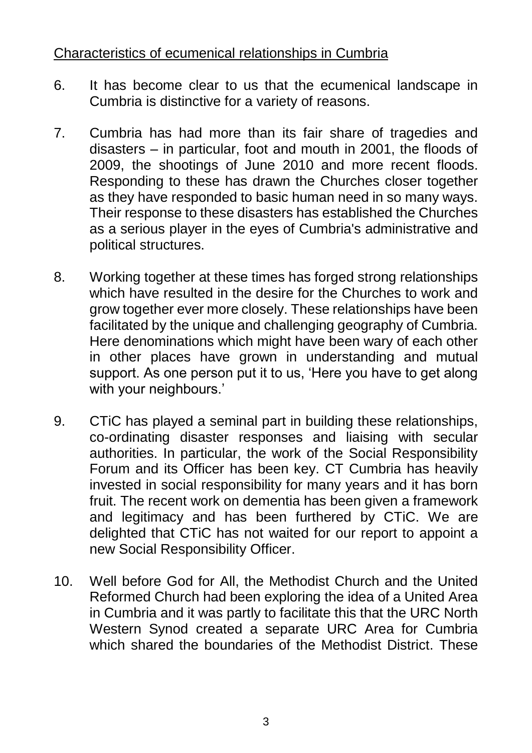Characteristics of ecumenical relationships in Cumbria

6. It has become clear to us that the ecumenical landscape in Cumbria is distinctive for a variety of reasons.

7. Cumbria has had more than its fair share of tragedies and disasters – in particular, foot and mouth in 2001, the floods of 2009, the shootings of June 2010 and more recent floods. Responding to these has drawn the Churches closer together as they have responded to basic human need in so many ways. Their response to these disasters has established the Churches as a serious player in the eyes of Cumbria's administrative and political structures.

8. Working together at these times has forged strong relationships which have resulted in the desire for the Churches to work and grow together ever more closely. These relationships have been facilitated by the unique and challenging geography of Cumbria. Here denominations which might have been wary of each other in other places have grown in understanding and mutual support. As one person put it to us, 'Here you have to get along with your neighbours.'

9. CTiC has played a seminal part in building these relationships, co-ordinating disaster responses and liaising with secular authorities. In particular, the work of the Social Responsibility Forum and its Officer has been key. CT Cumbria has heavily invested in social responsibility for many years and it has born fruit. The recent work on dementia has been given a framework and legitimacy and has been furthered by CTiC. We are delighted that CTiC has not waited for our report to appoint a new Social Responsibility Officer.

10. Well before God for All, the Methodist Church and the United Reformed Church had been exploring the idea of a United Area in Cumbria and it was partly to facilitate this that the URC North Western Synod created a separate URC Area for Cumbria which shared the boundaries of the Methodist District. These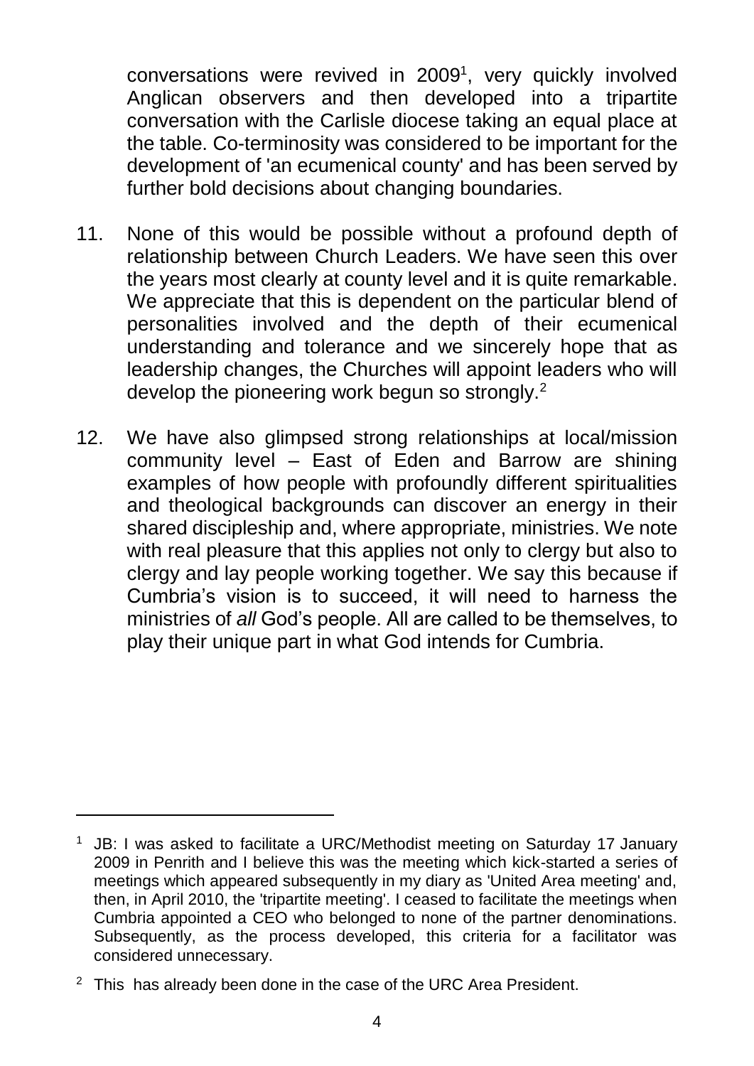conversations were revived in 2009[1], very quickly involved Anglican observers and then developed into a tripartite conversation with the Carlisle diocese taking an equal place at the table. Co-terminosity was considered to be important for the development of 'an ecumenical county' and has been served by further bold decisions about changing boundaries.

11. None of this would be possible without a profound depth of relationship between Church Leaders. We have seen this over the years most clearly at county level and it is quite remarkable. We appreciate that this is dependent on the particular blend of personalities involved and the depth of their ecumenical understanding and tolerance and we sincerely hope that as leadership changes, the Churches will appoint leaders who will develop the pioneering work begun so strongly.[2]

12. We have also glimpsed strong relationships at local/mission community level – East of Eden and Barrow are shining examples of how people with profoundly different spiritualities and theological backgrounds can discover an energy in their shared discipleship and, where appropriate, ministries. We note with real pleasure that this applies not only to clergy but also to clergy and lay people working together. We say this because if Cumbria's vision is to succeed, it will need to harness the ministries of *all* God's people. All are called to be themselves, to play their unique part in what God intends for Cumbria.

---

[1] JB: I was asked to facilitate a URC/Methodist meeting on Saturday 17 January 2009 in Penrith and I believe this was the meeting which kick-started a series of meetings which appeared subsequently in my diary as 'United Area meeting' and, then, in April 2010, the 'tripartite meeting'. I ceased to facilitate the meetings when Cumbria appointed a CEO who belonged to none of the partner denominations. Subsequently, as the process developed, this criteria for a facilitator was considered unnecessary.

[2] This has already been done in the case of the URC Area President.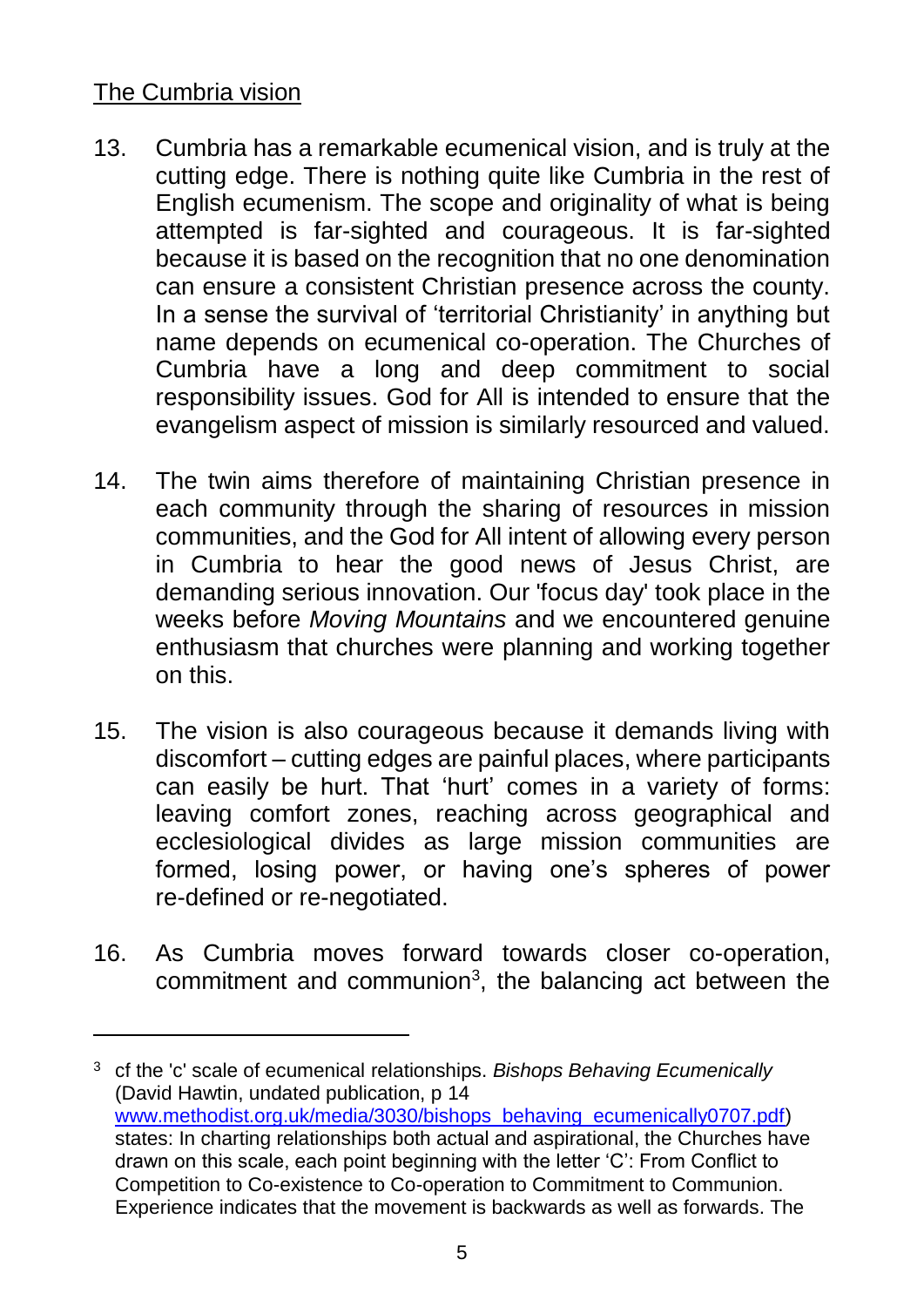The Cumbria vision

13. Cumbria has a remarkable ecumenical vision, and is truly at the cutting edge. There is nothing quite like Cumbria in the rest of English ecumenism. The scope and originality of what is being attempted is far-sighted and courageous. It is far-sighted because it is based on the recognition that no one denomination can ensure a consistent Christian presence across the county. In a sense the survival of 'territorial Christianity' in anything but name depends on ecumenical co-operation. The Churches of Cumbria have a long and deep commitment to social responsibility issues. God for All is intended to ensure that the evangelism aspect of mission is similarly resourced and valued.

14. The twin aims therefore of maintaining Christian presence in each community through the sharing of resources in mission communities, and the God for All intent of allowing every person in Cumbria to hear the good news of Jesus Christ, are demanding serious innovation. Our 'focus day' took place in the weeks before *Moving Mountains* and we encountered genuine enthusiasm that churches were planning and working together on this.

15. The vision is also courageous because it demands living with discomfort – cutting edges are painful places, where participants can easily be hurt. That 'hurt' comes in a variety of forms: leaving comfort zones, reaching across geographical and ecclesiological divides as large mission communities are formed, losing power, or having one's spheres of power re-defined or re-negotiated.

16. As Cumbria moves forward towards closer co-operation, commitment and communion[3], the balancing act between the

---

[3] cf the 'c' scale of ecumenical relationships. *Bishops Behaving Ecumenically* (David Hawtin, undated publication, p 14 www.methodist.org.uk/media/3030/bishops_behaving_ecumenically0707.pdf) states: In charting relationships both actual and aspirational, the Churches have drawn on this scale, each point beginning with the letter 'C': From Conflict to Competition to Co-existence to Co-operation to Commitment to Communion. Experience indicates that the movement is backwards as well as forwards. The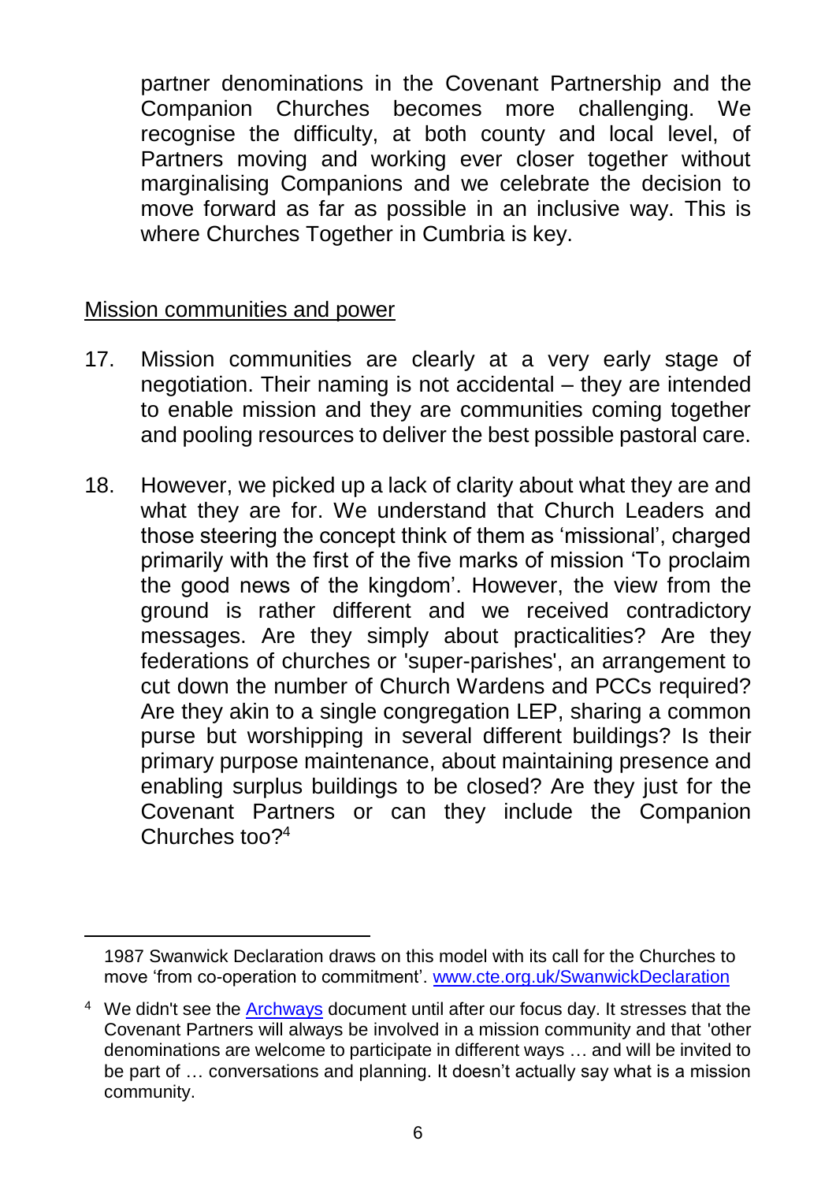partner denominations in the Covenant Partnership and the Companion Churches becomes more challenging. We recognise the difficulty, at both county and local level, of Partners moving and working ever closer together without marginalising Companions and we celebrate the decision to move forward as far as possible in an inclusive way. This is where Churches Together in Cumbria is key.

Mission communities and power

17. Mission communities are clearly at a very early stage of negotiation. Their naming is not accidental – they are intended to enable mission and they are communities coming together and pooling resources to deliver the best possible pastoral care.

18. However, we picked up a lack of clarity about what they are and what they are for. We understand that Church Leaders and those steering the concept think of them as 'missional', charged primarily with the first of the five marks of mission 'To proclaim the good news of the kingdom'. However, the view from the ground is rather different and we received contradictory messages. Are they simply about practicalities? Are they federations of churches or 'super-parishes', an arrangement to cut down the number of Church Wardens and PCCs required? Are they akin to a single congregation LEP, sharing a common purse but worshipping in several different buildings? Is their primary purpose maintenance, about maintaining presence and enabling surplus buildings to be closed? Are they just for the Covenant Partners or can they include the Companion Churches too?[4]

---

1987 Swanwick Declaration draws on this model with its call for the Churches to move 'from co-operation to commitment'. www.cte.org.uk/SwanwickDeclaration

[4] We didn't see the Archways document until after our focus day. It stresses that the Covenant Partners will always be involved in a mission community and that 'other denominations are welcome to participate in different ways … and will be invited to be part of … conversations and planning. It doesn't actually say what is a mission community.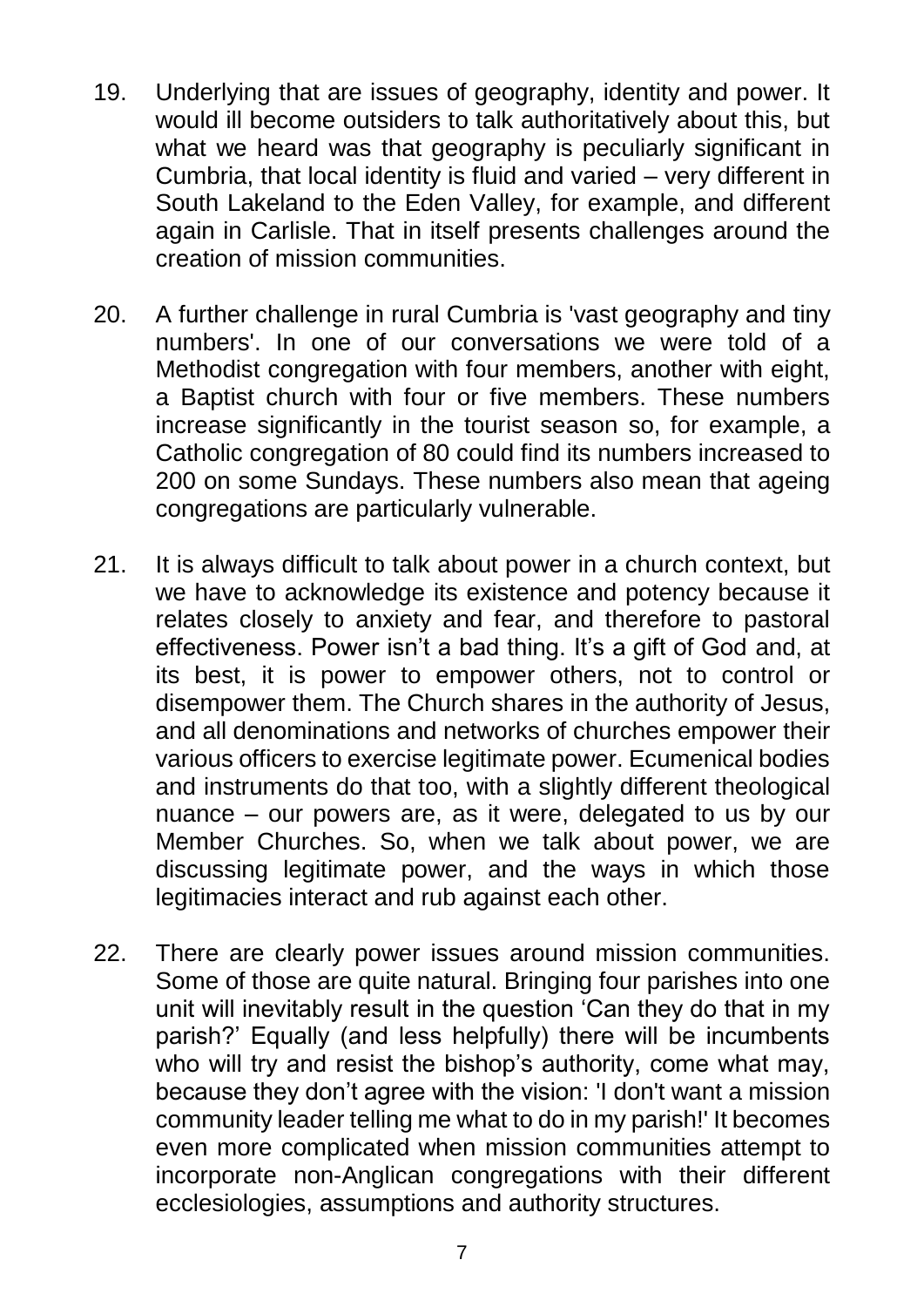19. Underlying that are issues of geography, identity and power. It would ill become outsiders to talk authoritatively about this, but what we heard was that geography is peculiarly significant in Cumbria, that local identity is fluid and varied – very different in South Lakeland to the Eden Valley, for example, and different again in Carlisle. That in itself presents challenges around the creation of mission communities.

20. A further challenge in rural Cumbria is 'vast geography and tiny numbers'. In one of our conversations we were told of a Methodist congregation with four members, another with eight, a Baptist church with four or five members. These numbers increase significantly in the tourist season so, for example, a Catholic congregation of 80 could find its numbers increased to 200 on some Sundays. These numbers also mean that ageing congregations are particularly vulnerable.

21. It is always difficult to talk about power in a church context, but we have to acknowledge its existence and potency because it relates closely to anxiety and fear, and therefore to pastoral effectiveness. Power isn't a bad thing. It's a gift of God and, at its best, it is power to empower others, not to control or disempower them. The Church shares in the authority of Jesus, and all denominations and networks of churches empower their various officers to exercise legitimate power. Ecumenical bodies and instruments do that too, with a slightly different theological nuance – our powers are, as it were, delegated to us by our Member Churches. So, when we talk about power, we are discussing legitimate power, and the ways in which those legitimacies interact and rub against each other.

22. There are clearly power issues around mission communities. Some of those are quite natural. Bringing four parishes into one unit will inevitably result in the question 'Can they do that in my parish?' Equally (and less helpfully) there will be incumbents who will try and resist the bishop's authority, come what may, because they don't agree with the vision: 'I don't want a mission community leader telling me what to do in my parish!' It becomes even more complicated when mission communities attempt to incorporate non-Anglican congregations with their different ecclesiologies, assumptions and authority structures.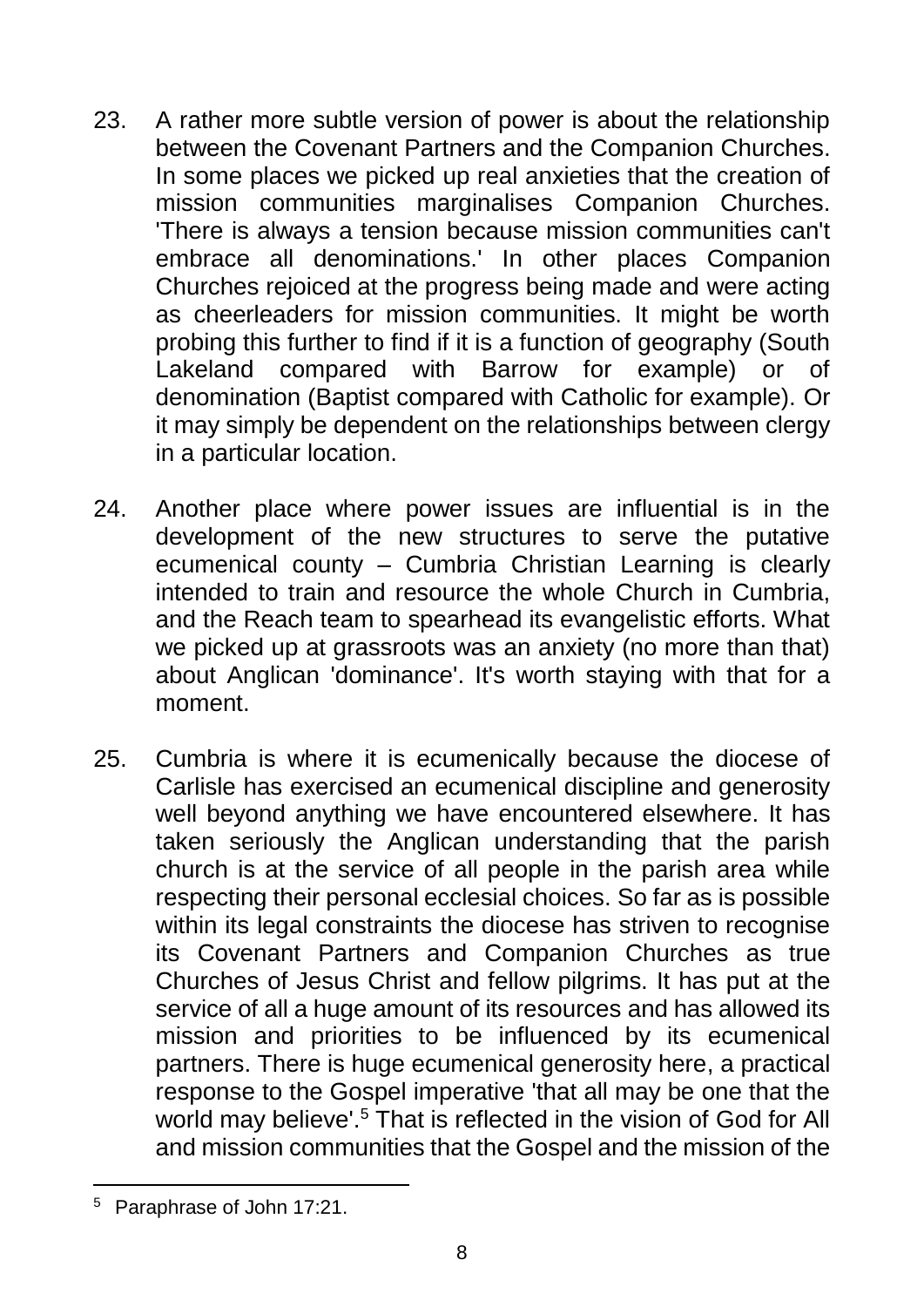23. A rather more subtle version of power is about the relationship between the Covenant Partners and the Companion Churches. In some places we picked up real anxieties that the creation of mission communities marginalises Companion Churches. 'There is always a tension because mission communities can't embrace all denominations.' In other places Companion Churches rejoiced at the progress being made and were acting as cheerleaders for mission communities. It might be worth probing this further to find if it is a function of geography (South Lakeland compared with Barrow for example) or of denomination (Baptist compared with Catholic for example). Or it may simply be dependent on the relationships between clergy in a particular location.

24. Another place where power issues are influential is in the development of the new structures to serve the putative ecumenical county – Cumbria Christian Learning is clearly intended to train and resource the whole Church in Cumbria, and the Reach team to spearhead its evangelistic efforts. What we picked up at grassroots was an anxiety (no more than that) about Anglican 'dominance'. It's worth staying with that for a moment.

25. Cumbria is where it is ecumenically because the diocese of Carlisle has exercised an ecumenical discipline and generosity well beyond anything we have encountered elsewhere. It has taken seriously the Anglican understanding that the parish church is at the service of all people in the parish area while respecting their personal ecclesial choices. So far as is possible within its legal constraints the diocese has striven to recognise its Covenant Partners and Companion Churches as true Churches of Jesus Christ and fellow pilgrims. It has put at the service of all a huge amount of its resources and has allowed its mission and priorities to be influenced by its ecumenical partners. There is huge ecumenical generosity here, a practical response to the Gospel imperative 'that all may be one that the world may believe'.[5] That is reflected in the vision of God for All and mission communities that the Gospel and the mission of the

[5] Paraphrase of John 17:21.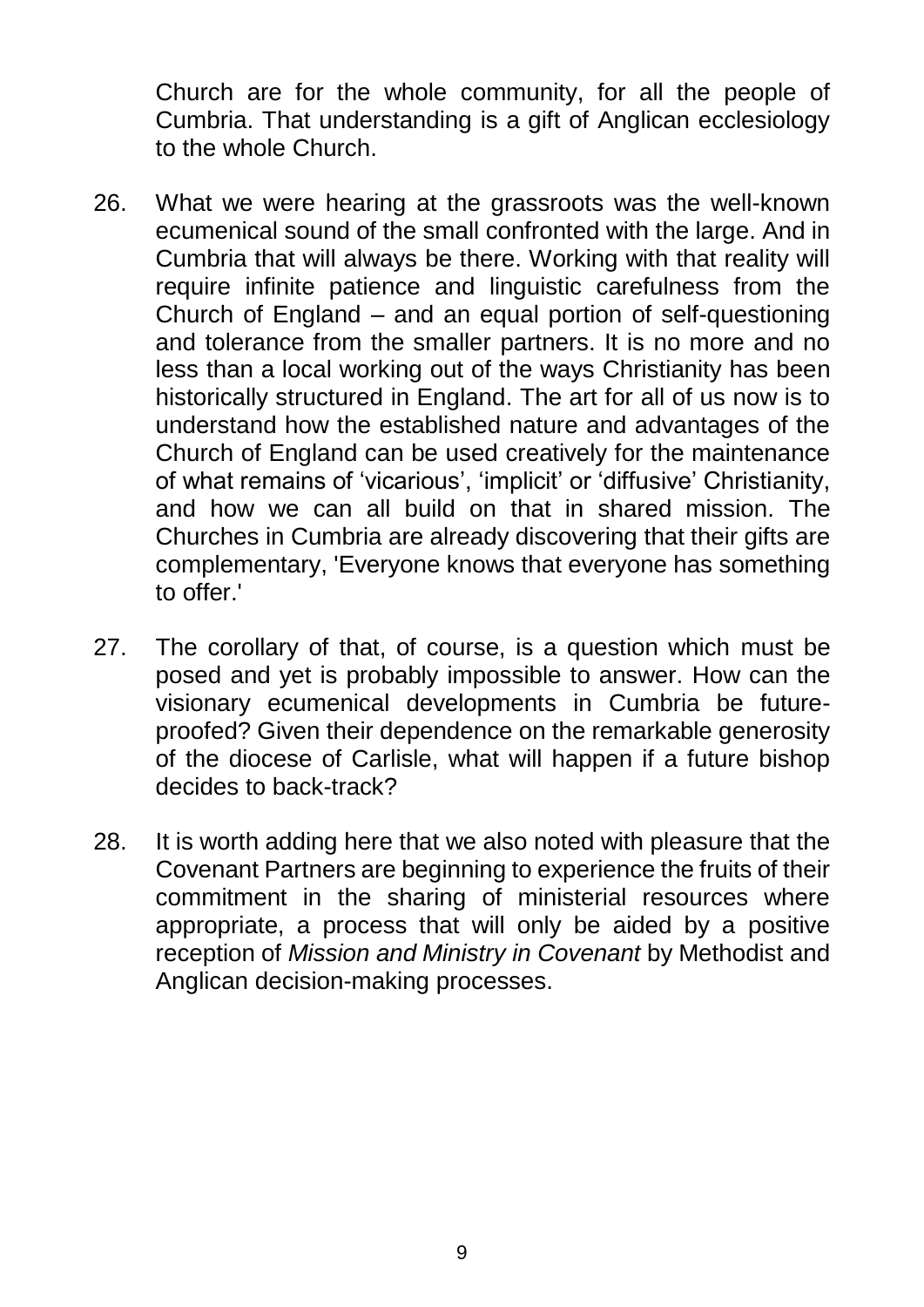Church are for the whole community, for all the people of Cumbria. That understanding is a gift of Anglican ecclesiology to the whole Church.

26. What we were hearing at the grassroots was the well-known ecumenical sound of the small confronted with the large. And in Cumbria that will always be there. Working with that reality will require infinite patience and linguistic carefulness from the Church of England – and an equal portion of self-questioning and tolerance from the smaller partners. It is no more and no less than a local working out of the ways Christianity has been historically structured in England. The art for all of us now is to understand how the established nature and advantages of the Church of England can be used creatively for the maintenance of what remains of 'vicarious', 'implicit' or 'diffusive' Christianity, and how we can all build on that in shared mission. The Churches in Cumbria are already discovering that their gifts are complementary, 'Everyone knows that everyone has something to offer.'

27. The corollary of that, of course, is a question which must be posed and yet is probably impossible to answer. How can the visionary ecumenical developments in Cumbria be future-proofed? Given their dependence on the remarkable generosity of the diocese of Carlisle, what will happen if a future bishop decides to back-track?

28. It is worth adding here that we also noted with pleasure that the Covenant Partners are beginning to experience the fruits of their commitment in the sharing of ministerial resources where appropriate, a process that will only be aided by a positive reception of *Mission and Ministry in Covenant* by Methodist and Anglican decision-making processes.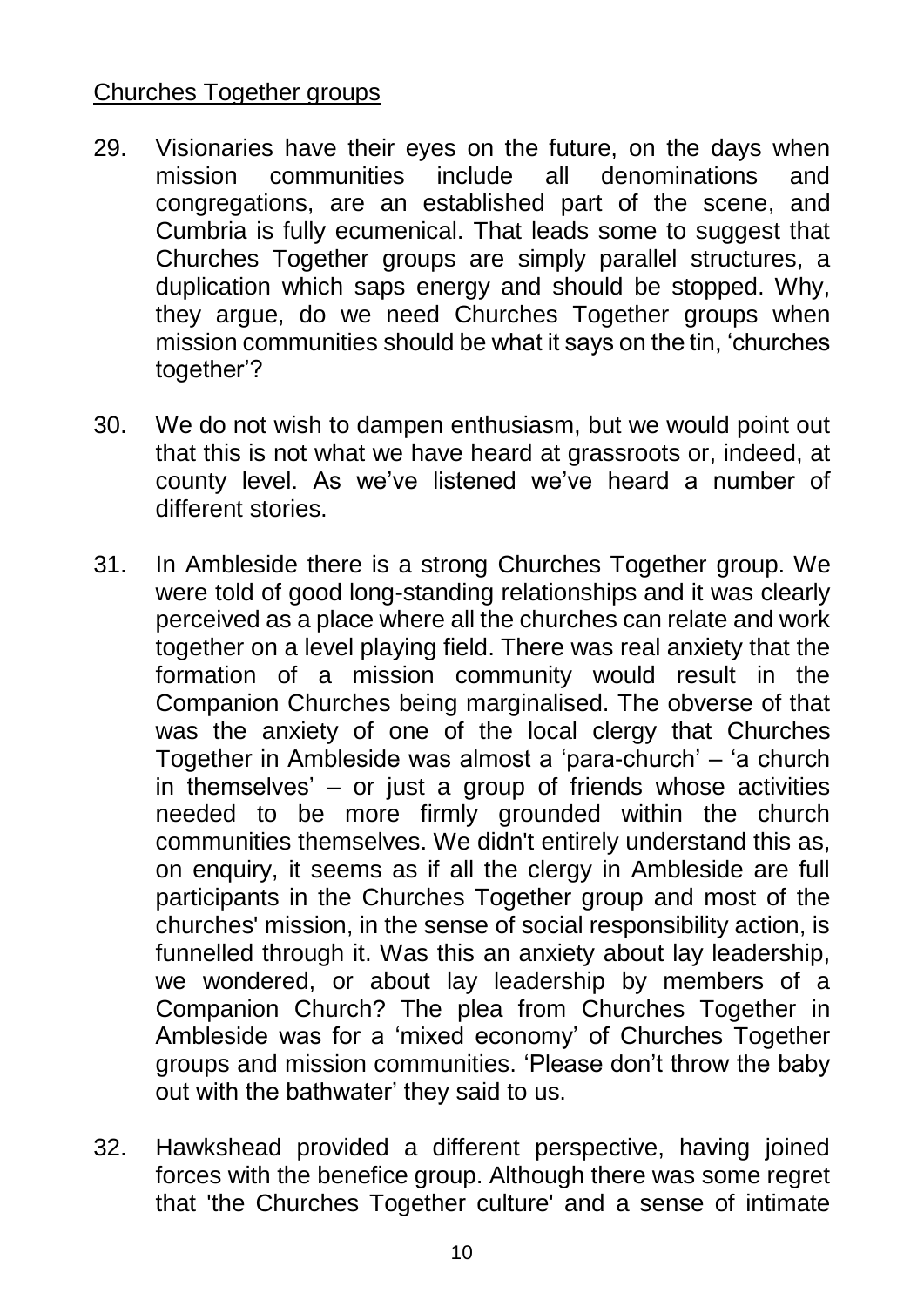Churches Together groups

29. Visionaries have their eyes on the future, on the days when mission communities include all denominations and congregations, are an established part of the scene, and Cumbria is fully ecumenical. That leads some to suggest that Churches Together groups are simply parallel structures, a duplication which saps energy and should be stopped. Why, they argue, do we need Churches Together groups when mission communities should be what it says on the tin, 'churches together'?

30. We do not wish to dampen enthusiasm, but we would point out that this is not what we have heard at grassroots or, indeed, at county level. As we've listened we've heard a number of different stories.

31. In Ambleside there is a strong Churches Together group. We were told of good long-standing relationships and it was clearly perceived as a place where all the churches can relate and work together on a level playing field. There was real anxiety that the formation of a mission community would result in the Companion Churches being marginalised. The obverse of that was the anxiety of one of the local clergy that Churches Together in Ambleside was almost a 'para-church' – 'a church in themselves' – or just a group of friends whose activities needed to be more firmly grounded within the church communities themselves. We didn't entirely understand this as, on enquiry, it seems as if all the clergy in Ambleside are full participants in the Churches Together group and most of the churches' mission, in the sense of social responsibility action, is funnelled through it. Was this an anxiety about lay leadership, we wondered, or about lay leadership by members of a Companion Church? The plea from Churches Together in Ambleside was for a 'mixed economy' of Churches Together groups and mission communities. 'Please don't throw the baby out with the bathwater' they said to us.

32. Hawkshead provided a different perspective, having joined forces with the benefice group. Although there was some regret that 'the Churches Together culture' and a sense of intimate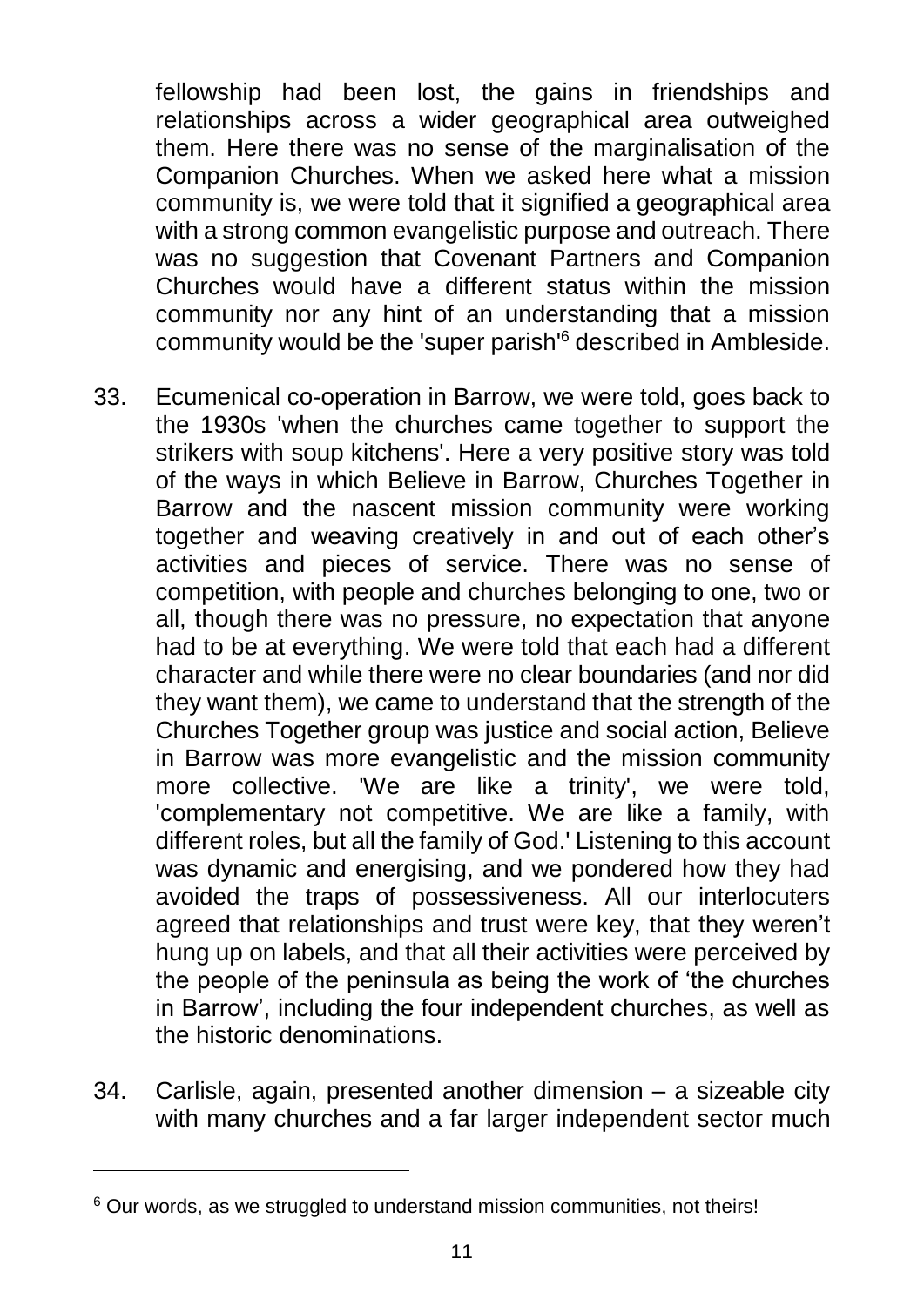fellowship had been lost, the gains in friendships and relationships across a wider geographical area outweighed them. Here there was no sense of the marginalisation of the Companion Churches. When we asked here what a mission community is, we were told that it signified a geographical area with a strong common evangelistic purpose and outreach. There was no suggestion that Covenant Partners and Companion Churches would have a different status within the mission community nor any hint of an understanding that a mission community would be the 'super parish'[6] described in Ambleside.

33. Ecumenical co-operation in Barrow, we were told, goes back to the 1930s 'when the churches came together to support the strikers with soup kitchens'. Here a very positive story was told of the ways in which Believe in Barrow, Churches Together in Barrow and the nascent mission community were working together and weaving creatively in and out of each other's activities and pieces of service. There was no sense of competition, with people and churches belonging to one, two or all, though there was no pressure, no expectation that anyone had to be at everything. We were told that each had a different character and while there were no clear boundaries (and nor did they want them), we came to understand that the strength of the Churches Together group was justice and social action, Believe in Barrow was more evangelistic and the mission community more collective. 'We are like a trinity', we were told, 'complementary not competitive. We are like a family, with different roles, but all the family of God.' Listening to this account was dynamic and energising, and we pondered how they had avoided the traps of possessiveness. All our interlocuters agreed that relationships and trust were key, that they weren't hung up on labels, and that all their activities were perceived by the people of the peninsula as being the work of 'the churches in Barrow', including the four independent churches, as well as the historic denominations.

34. Carlisle, again, presented another dimension – a sizeable city with many churches and a far larger independent sector much

[6] Our words, as we struggled to understand mission communities, not theirs!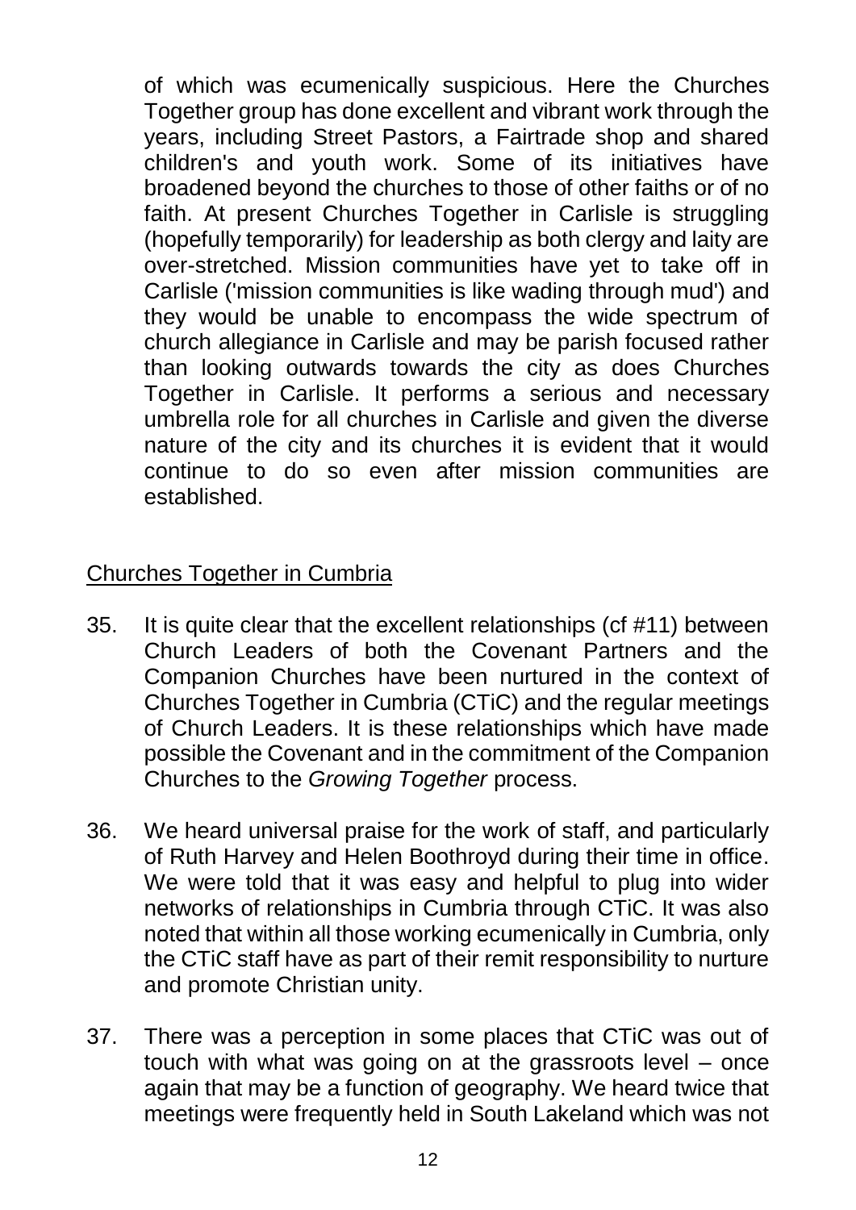of which was ecumenically suspicious. Here the Churches Together group has done excellent and vibrant work through the years, including Street Pastors, a Fairtrade shop and shared children's and youth work. Some of its initiatives have broadened beyond the churches to those of other faiths or of no faith. At present Churches Together in Carlisle is struggling (hopefully temporarily) for leadership as both clergy and laity are over-stretched. Mission communities have yet to take off in Carlisle ('mission communities is like wading through mud') and they would be unable to encompass the wide spectrum of church allegiance in Carlisle and may be parish focused rather than looking outwards towards the city as does Churches Together in Carlisle. It performs a serious and necessary umbrella role for all churches in Carlisle and given the diverse nature of the city and its churches it is evident that it would continue to do so even after mission communities are established.

## Churches Together in Cumbria

35. It is quite clear that the excellent relationships (cf #11) between Church Leaders of both the Covenant Partners and the Companion Churches have been nurtured in the context of Churches Together in Cumbria (CTiC) and the regular meetings of Church Leaders. It is these relationships which have made possible the Covenant and in the commitment of the Companion Churches to the *Growing Together* process.

36. We heard universal praise for the work of staff, and particularly of Ruth Harvey and Helen Boothroyd during their time in office. We were told that it was easy and helpful to plug into wider networks of relationships in Cumbria through CTiC. It was also noted that within all those working ecumenically in Cumbria, only the CTiC staff have as part of their remit responsibility to nurture and promote Christian unity.

37. There was a perception in some places that CTiC was out of touch with what was going on at the grassroots level – once again that may be a function of geography. We heard twice that meetings were frequently held in South Lakeland which was not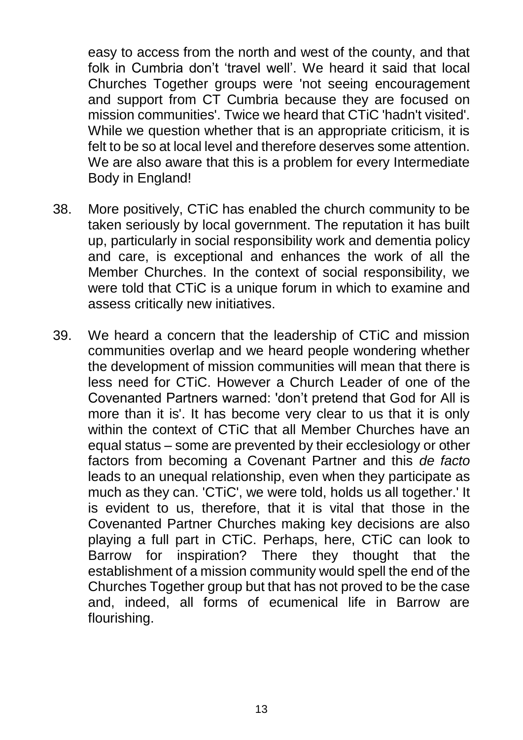easy to access from the north and west of the county, and that folk in Cumbria don't 'travel well'. We heard it said that local Churches Together groups were 'not seeing encouragement and support from CT Cumbria because they are focused on mission communities'. Twice we heard that CTiC 'hadn't visited'. While we question whether that is an appropriate criticism, it is felt to be so at local level and therefore deserves some attention. We are also aware that this is a problem for every Intermediate Body in England!

38. More positively, CTiC has enabled the church community to be taken seriously by local government. The reputation it has built up, particularly in social responsibility work and dementia policy and care, is exceptional and enhances the work of all the Member Churches. In the context of social responsibility, we were told that CTiC is a unique forum in which to examine and assess critically new initiatives.

39. We heard a concern that the leadership of CTiC and mission communities overlap and we heard people wondering whether the development of mission communities will mean that there is less need for CTiC. However a Church Leader of one of the Covenanted Partners warned: 'don't pretend that God for All is more than it is'. It has become very clear to us that it is only within the context of CTiC that all Member Churches have an equal status – some are prevented by their ecclesiology or other factors from becoming a Covenant Partner and this *de facto* leads to an unequal relationship, even when they participate as much as they can. 'CTiC', we were told, holds us all together.' It is evident to us, therefore, that it is vital that those in the Covenanted Partner Churches making key decisions are also playing a full part in CTiC. Perhaps, here, CTiC can look to Barrow for inspiration? There they thought that the establishment of a mission community would spell the end of the Churches Together group but that has not proved to be the case and, indeed, all forms of ecumenical life in Barrow are flourishing.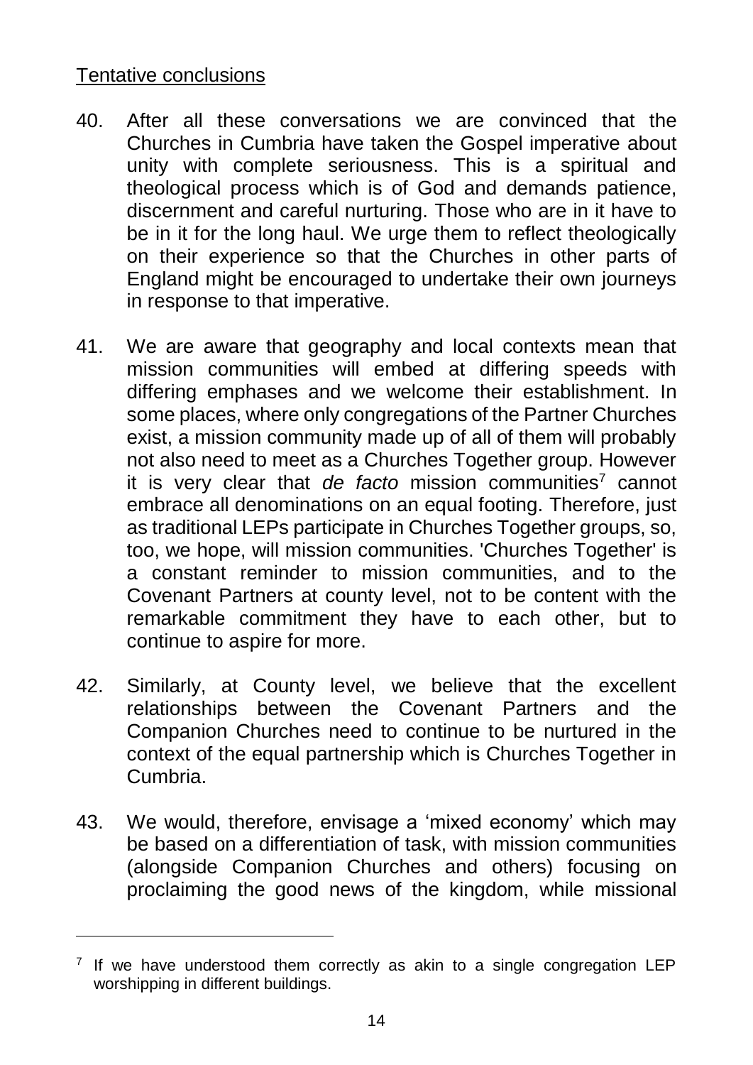Tentative conclusions

40. After all these conversations we are convinced that the Churches in Cumbria have taken the Gospel imperative about unity with complete seriousness. This is a spiritual and theological process which is of God and demands patience, discernment and careful nurturing. Those who are in it have to be in it for the long haul. We urge them to reflect theologically on their experience so that the Churches in other parts of England might be encouraged to undertake their own journeys in response to that imperative.

41. We are aware that geography and local contexts mean that mission communities will embed at differing speeds with differing emphases and we welcome their establishment. In some places, where only congregations of the Partner Churches exist, a mission community made up of all of them will probably not also need to meet as a Churches Together group. However it is very clear that *de facto* mission communities[7] cannot embrace all denominations on an equal footing. Therefore, just as traditional LEPs participate in Churches Together groups, so, too, we hope, will mission communities. 'Churches Together' is a constant reminder to mission communities, and to the Covenant Partners at county level, not to be content with the remarkable commitment they have to each other, but to continue to aspire for more.

42. Similarly, at County level, we believe that the excellent relationships between the Covenant Partners and the Companion Churches need to continue to be nurtured in the context of the equal partnership which is Churches Together in Cumbria.

43. We would, therefore, envisage a 'mixed economy' which may be based on a differentiation of task, with mission communities (alongside Companion Churches and others) focusing on proclaiming the good news of the kingdom, while missional

---

[7] If we have understood them correctly as akin to a single congregation LEP worshipping in different buildings.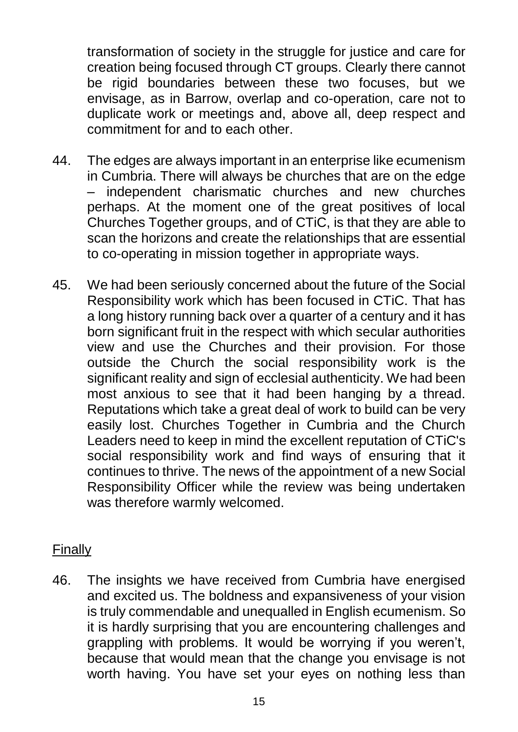transformation of society in the struggle for justice and care for creation being focused through CT groups. Clearly there cannot be rigid boundaries between these two focuses, but we envisage, as in Barrow, overlap and co-operation, care not to duplicate work or meetings and, above all, deep respect and commitment for and to each other.

44. The edges are always important in an enterprise like ecumenism in Cumbria. There will always be churches that are on the edge – independent charismatic churches and new churches perhaps. At the moment one of the great positives of local Churches Together groups, and of CTiC, is that they are able to scan the horizons and create the relationships that are essential to co-operating in mission together in appropriate ways.

45. We had been seriously concerned about the future of the Social Responsibility work which has been focused in CTiC. That has a long history running back over a quarter of a century and it has born significant fruit in the respect with which secular authorities view and use the Churches and their provision. For those outside the Church the social responsibility work is the significant reality and sign of ecclesial authenticity. We had been most anxious to see that it had been hanging by a thread. Reputations which take a great deal of work to build can be very easily lost. Churches Together in Cumbria and the Church Leaders need to keep in mind the excellent reputation of CTiC's social responsibility work and find ways of ensuring that it continues to thrive. The news of the appointment of a new Social Responsibility Officer while the review was being undertaken was therefore warmly welcomed.

## Finally

46. The insights we have received from Cumbria have energised and excited us. The boldness and expansiveness of your vision is truly commendable and unequalled in English ecumenism. So it is hardly surprising that you are encountering challenges and grappling with problems. It would be worrying if you weren't, because that would mean that the change you envisage is not worth having. You have set your eyes on nothing less than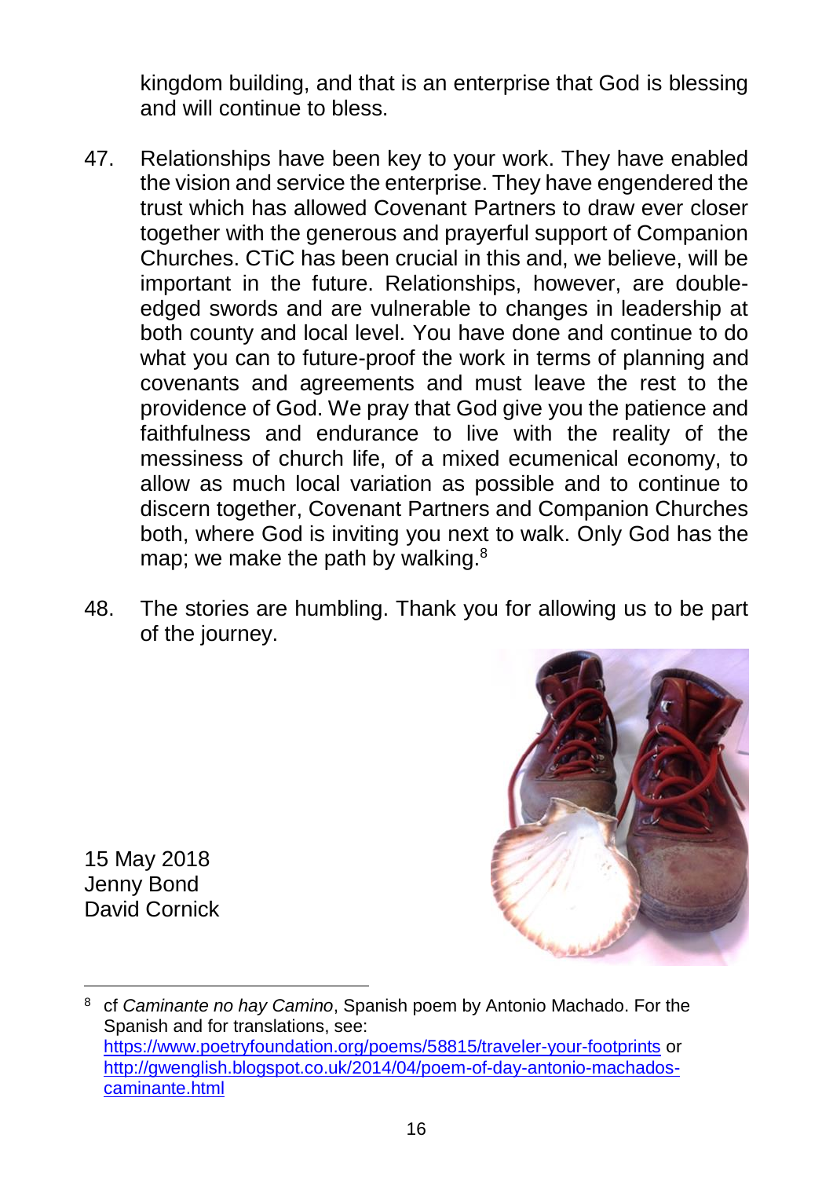kingdom building, and that is an enterprise that God is blessing and will continue to bless.

47. Relationships have been key to your work. They have enabled the vision and service the enterprise. They have engendered the trust which has allowed Covenant Partners to draw ever closer together with the generous and prayerful support of Companion Churches. CTiC has been crucial in this and, we believe, will be important in the future. Relationships, however, are double-edged swords and are vulnerable to changes in leadership at both county and local level. You have done and continue to do what you can to future-proof the work in terms of planning and covenants and agreements and must leave the rest to the providence of God. We pray that God give you the patience and faithfulness and endurance to live with the reality of the messiness of church life, of a mixed ecumenical economy, to allow as much local variation as possible and to continue to discern together, Covenant Partners and Companion Churches both, where God is inviting you next to walk. Only God has the map; we make the path by walking.[8]

48. The stories are humbling. Thank you for allowing us to be part of the journey.

15 May 2018
Jenny Bond
David Cornick

[8] cf *Caminante no hay Camino*, Spanish poem by Antonio Machado. For the Spanish and for translations, see: https://www.poetryfoundation.org/poems/58815/traveler-your-footprints or http://gwenglish.blogspot.co.uk/2014/04/poem-of-day-antonio-machados-caminante.html